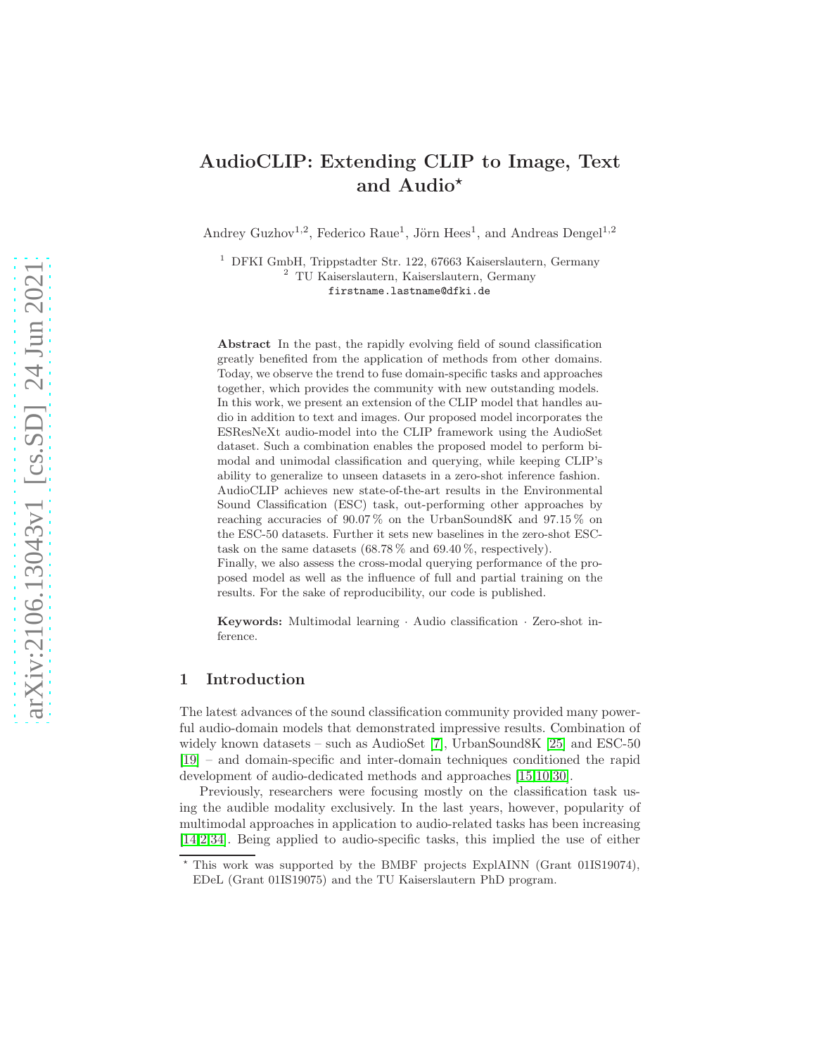# AudioCLIP: Extending CLIP to Image, Text and Audio*

Andrey Guzhov[1,2], Federico Raue[1], Jörn Hees[1], and Andreas Dengel[1,2]

[1] DFKI GmbH, Trippstadter Str. 122, 67663 Kaiserslautern, Germany
[2] TU Kaiserslautern, Kaiserslautern, Germany
firstname.lastname@dfki.de

**Abstract** In the past, the rapidly evolving field of sound classification greatly benefited from the application of methods from other domains. Today, we observe the trend to fuse domain-specific tasks and approaches together, which provides the community with new outstanding models. In this work, we present an extension of the CLIP model that handles audio in addition to text and images. Our proposed model incorporates the ESResNeXt audio-model into the CLIP framework using the AudioSet dataset. Such a combination enables the proposed model to perform bimodal and unimodal classification and querying, while keeping CLIP's ability to generalize to unseen datasets in a zero-shot inference fashion. AudioCLIP achieves new state-of-the-art results in the Environmental Sound Classification (ESC) task, out-performing other approaches by reaching accuracies of 90.07 % on the UrbanSound8K and 97.15 % on the ESC-50 datasets. Further it sets new baselines in the zero-shot ESC-task on the same datasets (68.78 % and 69.40 %, respectively).
Finally, we also assess the cross-modal querying performance of the proposed model as well as the influence of full and partial training on the results. For the sake of reproducibility, our code is published.

**Keywords:** Multimodal learning · Audio classification · Zero-shot inference.

## 1 Introduction

The latest advances of the sound classification community provided many powerful audio-domain models that demonstrated impressive results. Combination of widely known datasets – such as AudioSet [7], UrbanSound8K [25] and ESC-50 [19] – and domain-specific and inter-domain techniques conditioned the rapid development of audio-dedicated methods and approaches [15,10,30].

Previously, researchers were focusing mostly on the classification task using the audible modality exclusively. In the last years, however, popularity of multimodal approaches in application to audio-related tasks has been increasing [14,2,34]. Being applied to audio-specific tasks, this implied the use of either

* This work was supported by the BMBF projects ExplAINN (Grant 01IS19074), EDeL (Grant 01IS19075) and the TU Kaiserslautern PhD program.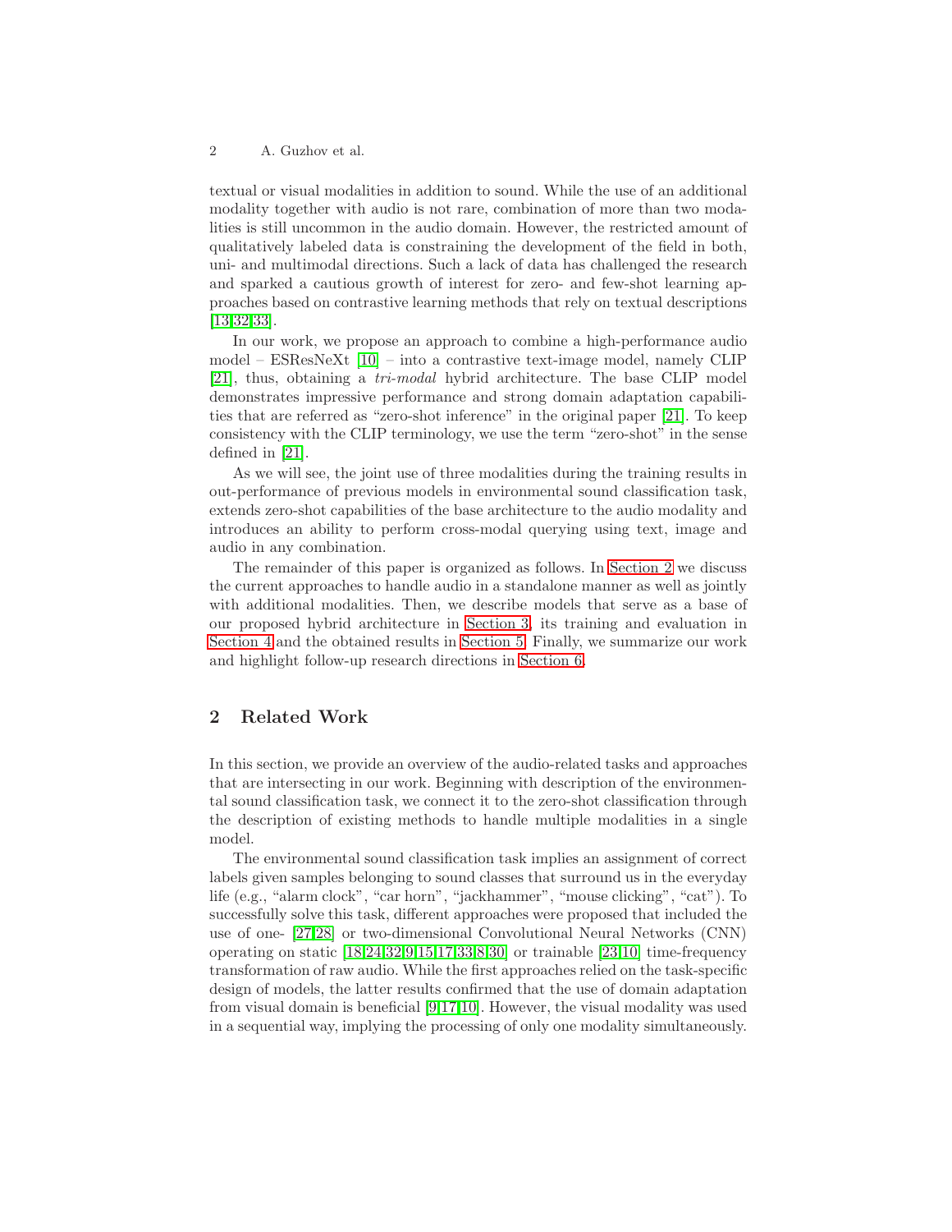textual or visual modalities in addition to sound. While the use of an additional modality together with audio is not rare, combination of more than two modalities is still uncommon in the audio domain. However, the restricted amount of qualitatively labeled data is constraining the development of the field in both, uni- and multimodal directions. Such a lack of data has challenged the research and sparked a cautious growth of interest for zero- and few-shot learning approaches based on contrastive learning methods that rely on textual descriptions [13,32,33].

In our work, we propose an approach to combine a high-performance audio model – ESResNeXt [10] – into a contrastive text-image model, namely CLIP [21], thus, obtaining a *tri-modal* hybrid architecture. The base CLIP model demonstrates impressive performance and strong domain adaptation capabilities that are referred as "zero-shot inference" in the original paper [21]. To keep consistency with the CLIP terminology, we use the term "zero-shot" in the sense defined in [21].

As we will see, the joint use of three modalities during the training results in out-performance of previous models in environmental sound classification task, extends zero-shot capabilities of the base architecture to the audio modality and introduces an ability to perform cross-modal querying using text, image and audio in any combination.

The remainder of this paper is organized as follows. In Section 2 we discuss the current approaches to handle audio in a standalone manner as well as jointly with additional modalities. Then, we describe models that serve as a base of our proposed hybrid architecture in Section 3, its training and evaluation in Section 4 and the obtained results in Section 5. Finally, we summarize our work and highlight follow-up research directions in Section 6.

## 2 Related Work

In this section, we provide an overview of the audio-related tasks and approaches that are intersecting in our work. Beginning with description of the environmental sound classification task, we connect it to the zero-shot classification through the description of existing methods to handle multiple modalities in a single model.

The environmental sound classification task implies an assignment of correct labels given samples belonging to sound classes that surround us in the everyday life (e.g., "alarm clock", "car horn", "jackhammer", "mouse clicking", "cat"). To successfully solve this task, different approaches were proposed that included the use of one- [27,28] or two-dimensional Convolutional Neural Networks (CNN) operating on static [18,24,32,9,15,17,33,8,30] or trainable [23,10] time-frequency transformation of raw audio. While the first approaches relied on the task-specific design of models, the latter results confirmed that the use of domain adaptation from visual domain is beneficial [9,17,10]. However, the visual modality was used in a sequential way, implying the processing of only one modality simultaneously.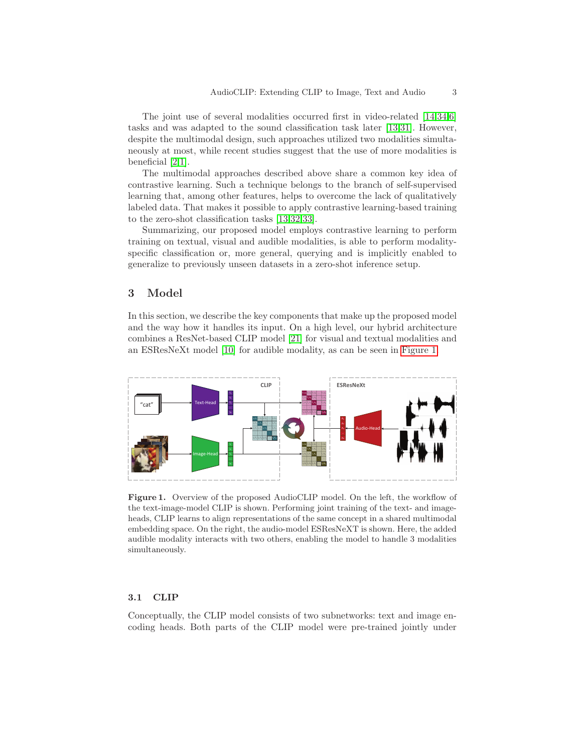The joint use of several modalities occurred first in video-related [14,34,6] tasks and was adapted to the sound classification task later [13,31]. However, despite the multimodal design, such approaches utilized two modalities simultaneously at most, while recent studies suggest that the use of more modalities is beneficial [2,1].

The multimodal approaches described above share a common key idea of contrastive learning. Such a technique belongs to the branch of self-supervised learning that, among other features, helps to overcome the lack of qualitatively labeled data. That makes it possible to apply contrastive learning-based training to the zero-shot classification tasks [13,32,33].

Summarizing, our proposed model employs contrastive learning to perform training on textual, visual and audible modalities, is able to perform modality-specific classification or, more general, querying and is implicitly enabled to generalize to previously unseen datasets in a zero-shot inference setup.

## 3 Model

In this section, we describe the key components that make up the proposed model and the way how it handles its input. On a high level, our hybrid architecture combines a ResNet-based CLIP model [21] for visual and textual modalities and an ESResNeXt model [10] for audible modality, as can be seen in Figure 1.

**Figure 1.** Overview of the proposed AudioCLIP model. On the left, the workflow of the text-image-model CLIP is shown. Performing joint training of the text- and image-heads, CLIP learns to align representations of the same concept in a shared multimodal embedding space. On the right, the audio-model ESResNeXT is shown. Here, the added audible modality interacts with two others, enabling the model to handle 3 modalities simultaneously.

### 3.1 CLIP

Conceptually, the CLIP model consists of two subnetworks: text and image encoding heads. Both parts of the CLIP model were pre-trained jointly under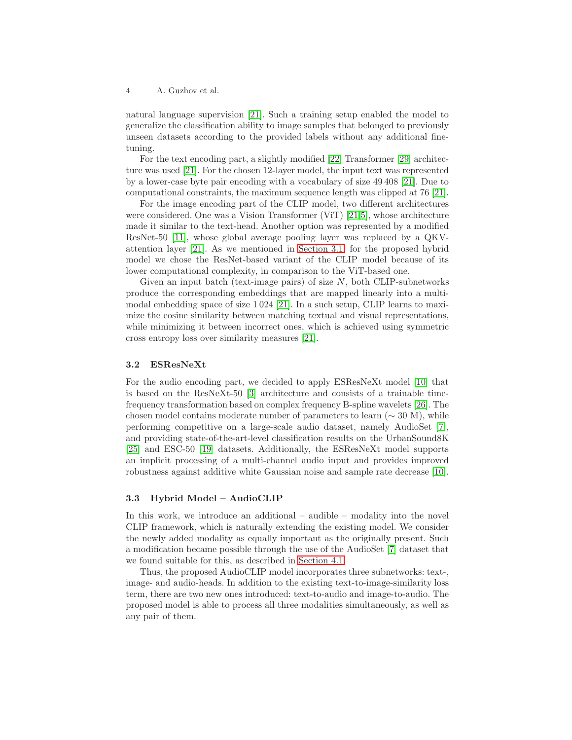natural language supervision [21]. Such a training setup enabled the model to generalize the classification ability to image samples that belonged to previously unseen datasets according to the provided labels without any additional fine-tuning.

For the text encoding part, a slightly modified [22] Transformer [29] architecture was used [21]. For the chosen 12-layer model, the input text was represented by a lower-case byte pair encoding with a vocabulary of size 49 408 [21]. Due to computational constraints, the maximum sequence length was clipped at 76 [21].

For the image encoding part of the CLIP model, two different architectures were considered. One was a Vision Transformer (ViT) [21,5], whose architecture made it similar to the text-head. Another option was represented by a modified ResNet-50 [11], whose global average pooling layer was replaced by a QKV-attention layer [21]. As we mentioned in Section 3.1, for the proposed hybrid model we chose the ResNet-based variant of the CLIP model because of its lower computational complexity, in comparison to the ViT-based one.

Given an input batch (text-image pairs) of size $N$, both CLIP-subnetworks produce the corresponding embeddings that are mapped linearly into a multi-modal embedding space of size 1 024 [21]. In a such setup, CLIP learns to maximize the cosine similarity between matching textual and visual representations, while minimizing it between incorrect ones, which is achieved using symmetric cross entropy loss over similarity measures [21].

### 3.2 ESResNeXt

For the audio encoding part, we decided to apply ESResNeXt model [10] that is based on the ResNeXt-50 [3] architecture and consists of a trainable time-frequency transformation based on complex frequency B-spline wavelets [26]. The chosen model contains moderate number of parameters to learn ($\sim$ 30 M), while performing competitive on a large-scale audio dataset, namely AudioSet [7], and providing state-of-the-art-level classification results on the UrbanSound8K [25] and ESC-50 [19] datasets. Additionally, the ESResNeXt model supports an implicit processing of a multi-channel audio input and provides improved robustness against additive white Gaussian noise and sample rate decrease [10].

### 3.3 Hybrid Model – AudioCLIP

In this work, we introduce an additional – audible – modality into the novel CLIP framework, which is naturally extending the existing model. We consider the newly added modality as equally important as the originally present. Such a modification became possible through the use of the AudioSet [7] dataset that we found suitable for this, as described in Section 4.1.

Thus, the proposed AudioCLIP model incorporates three subnetworks: text-, image- and audio-heads. In addition to the existing text-to-image-similarity loss term, there are two new ones introduced: text-to-audio and image-to-audio. The proposed model is able to process all three modalities simultaneously, as well as any pair of them.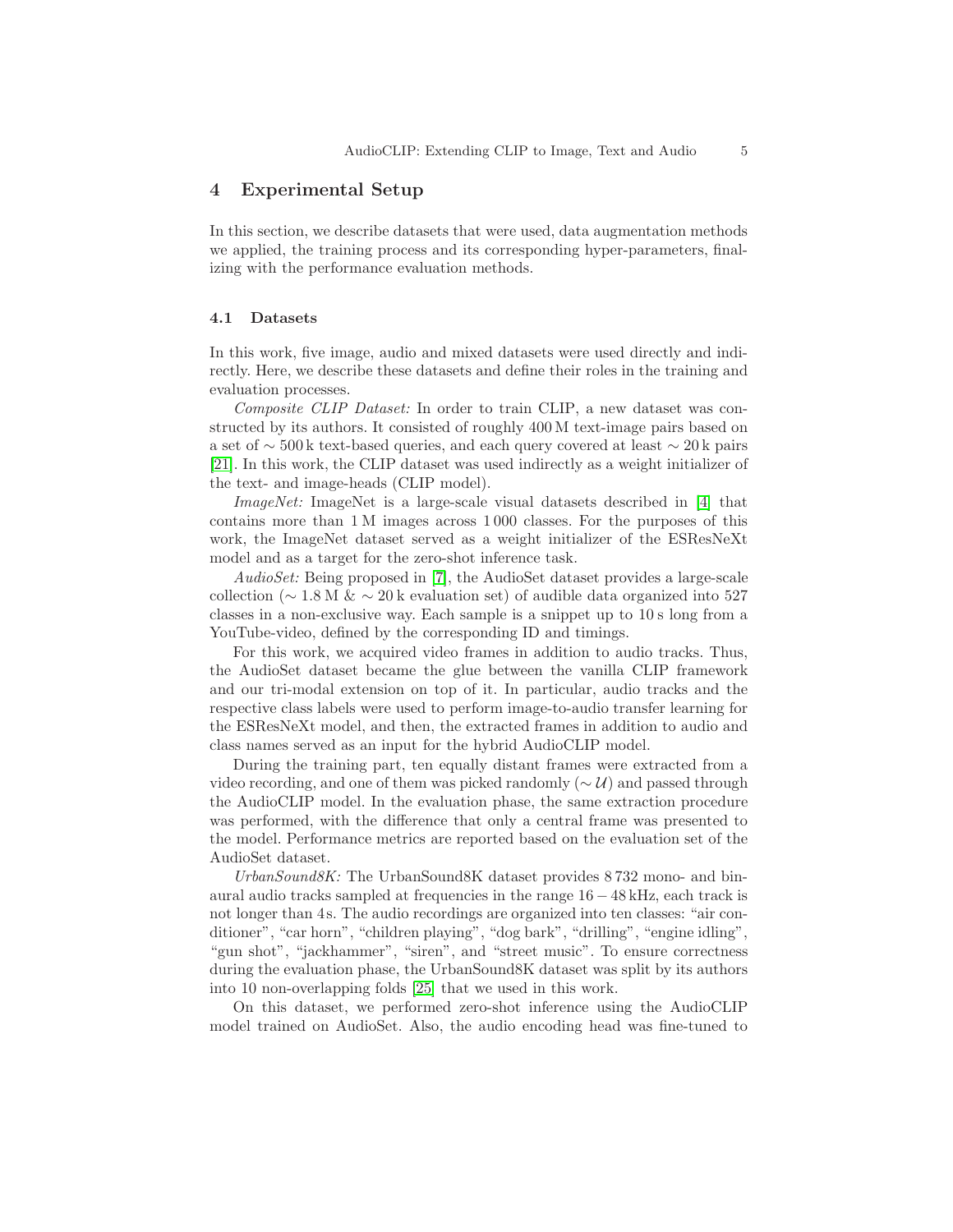## 4 Experimental Setup

In this section, we describe datasets that were used, data augmentation methods we applied, the training process and its corresponding hyper-parameters, finalizing with the performance evaluation methods.

### 4.1 Datasets

In this work, five image, audio and mixed datasets were used directly and indirectly. Here, we describe these datasets and define their roles in the training and evaluation processes.

*Composite CLIP Dataset:* In order to train CLIP, a new dataset was constructed by its authors. It consisted of roughly 400 M text-image pairs based on a set of $\sim 500$ k text-based queries, and each query covered at least $\sim 20$ k pairs [21]. In this work, the CLIP dataset was used indirectly as a weight initializer of the text- and image-heads (CLIP model).

*ImageNet:* ImageNet is a large-scale visual datasets described in [4] that contains more than 1 M images across 1 000 classes. For the purposes of this work, the ImageNet dataset served as a weight initializer of the ESResNeXt model and as a target for the zero-shot inference task.

*AudioSet:* Being proposed in [7], the AudioSet dataset provides a large-scale collection ($\sim 1.8$ M & $\sim 20$ k evaluation set) of audible data organized into 527 classes in a non-exclusive way. Each sample is a snippet up to 10 s long from a YouTube-video, defined by the corresponding ID and timings.

For this work, we acquired video frames in addition to audio tracks. Thus, the AudioSet dataset became the glue between the vanilla CLIP framework and our tri-modal extension on top of it. In particular, audio tracks and the respective class labels were used to perform image-to-audio transfer learning for the ESResNeXt model, and then, the extracted frames in addition to audio and class names served as an input for the hybrid AudioCLIP model.

During the training part, ten equally distant frames were extracted from a video recording, and one of them was picked randomly ($\sim \mathcal{U}$) and passed through the AudioCLIP model. In the evaluation phase, the same extraction procedure was performed, with the difference that only a central frame was presented to the model. Performance metrics are reported based on the evaluation set of the AudioSet dataset.

*UrbanSound8K:* The UrbanSound8K dataset provides 8 732 mono- and binaural audio tracks sampled at frequencies in the range $16-48$ kHz, each track is not longer than 4 s. The audio recordings are organized into ten classes: "air conditioner", "car horn", "children playing", "dog bark", "drilling", "engine idling", "gun shot", "jackhammer", "siren", and "street music". To ensure correctness during the evaluation phase, the UrbanSound8K dataset was split by its authors into 10 non-overlapping folds [25] that we used in this work.

On this dataset, we performed zero-shot inference using the AudioCLIP model trained on AudioSet. Also, the audio encoding head was fine-tuned to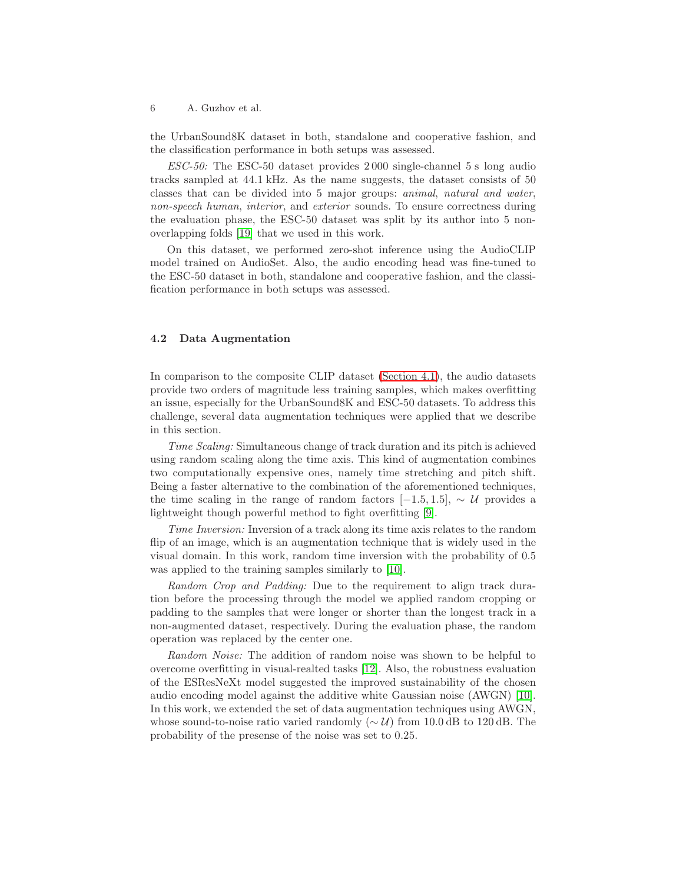the UrbanSound8K dataset in both, standalone and cooperative fashion, and the classification performance in both setups was assessed.

*ESC-50:* The ESC-50 dataset provides 2 000 single-channel 5 s long audio tracks sampled at 44.1 kHz. As the name suggests, the dataset consists of 50 classes that can be divided into 5 major groups: *animal*, *natural and water*, *non-speech human*, *interior*, and *exterior* sounds. To ensure correctness during the evaluation phase, the ESC-50 dataset was split by its author into 5 non-overlapping folds [19] that we used in this work.

On this dataset, we performed zero-shot inference using the AudioCLIP model trained on AudioSet. Also, the audio encoding head was fine-tuned to the ESC-50 dataset in both, standalone and cooperative fashion, and the classification performance in both setups was assessed.

### 4.2 Data Augmentation

In comparison to the composite CLIP dataset (Section 4.1), the audio datasets provide two orders of magnitude less training samples, which makes overfitting an issue, especially for the UrbanSound8K and ESC-50 datasets. To address this challenge, several data augmentation techniques were applied that we describe in this section.

*Time Scaling:* Simultaneous change of track duration and its pitch is achieved using random scaling along the time axis. This kind of augmentation combines two computationally expensive ones, namely time stretching and pitch shift. Being a faster alternative to the combination of the aforementioned techniques, the time scaling in the range of random factors $[-1.5, 1.5]$, $\sim \mathcal{U}$ provides a lightweight though powerful method to fight overfitting [9].

*Time Inversion:* Inversion of a track along its time axis relates to the random flip of an image, which is an augmentation technique that is widely used in the visual domain. In this work, random time inversion with the probability of 0.5 was applied to the training samples similarly to [10].

*Random Crop and Padding:* Due to the requirement to align track duration before the processing through the model we applied random cropping or padding to the samples that were longer or shorter than the longest track in a non-augmented dataset, respectively. During the evaluation phase, the random operation was replaced by the center one.

*Random Noise:* The addition of random noise was shown to be helpful to overcome overfitting in visual-realted tasks [12]. Also, the robustness evaluation of the ESResNeXt model suggested the improved sustainability of the chosen audio encoding model against the additive white Gaussian noise (AWGN) [10]. In this work, we extended the set of data augmentation techniques using AWGN, whose sound-to-noise ratio varied randomly ($\sim \mathcal{U}$) from 10.0 dB to 120 dB. The probability of the presense of the noise was set to 0.25.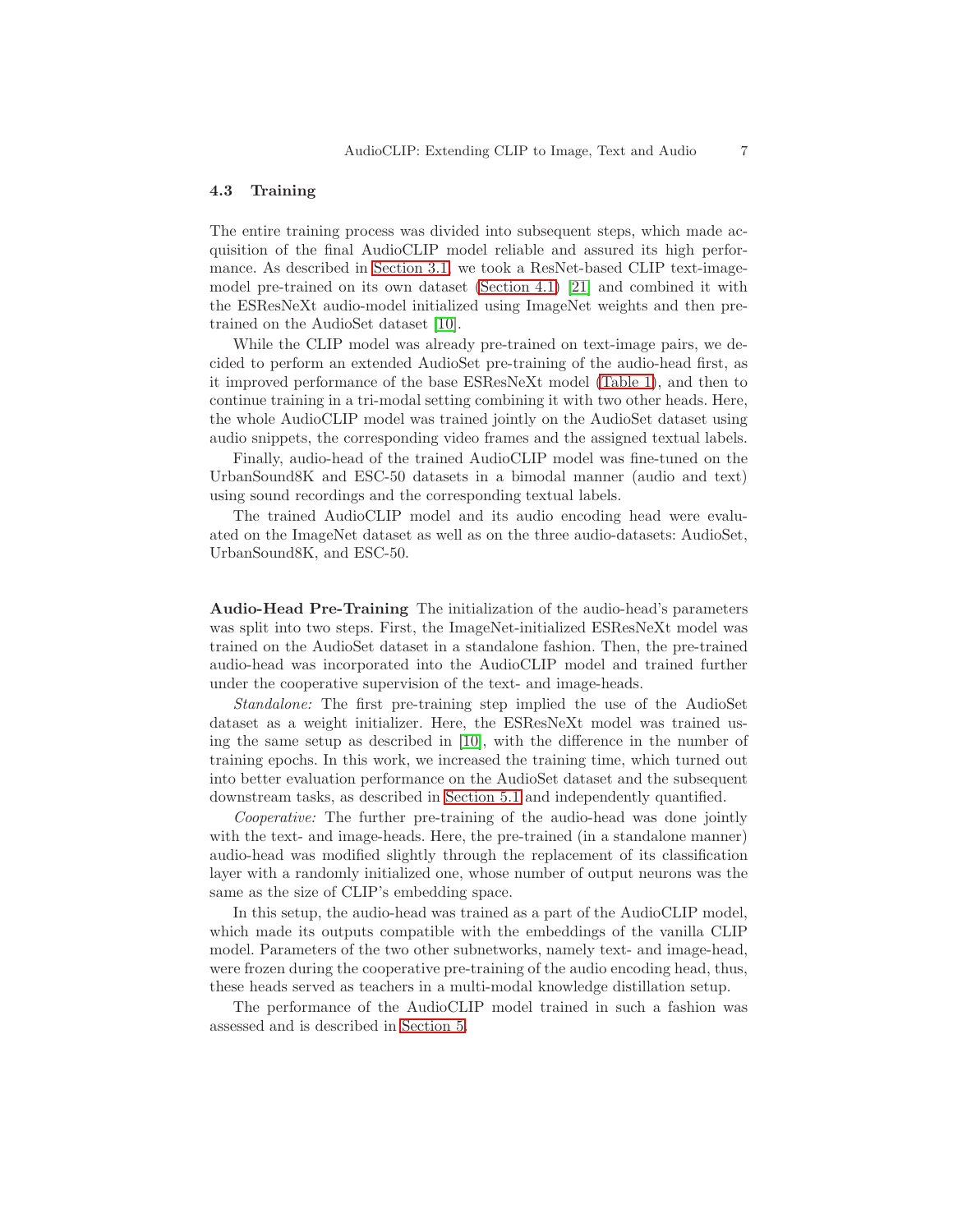### 4.3 Training

The entire training process was divided into subsequent steps, which made acquisition of the final AudioCLIP model reliable and assured its high performance. As described in Section 3.1, we took a ResNet-based CLIP text-image-model pre-trained on its own dataset (Section 4.1) [21] and combined it with the ESResNeXt audio-model initialized using ImageNet weights and then pre-trained on the AudioSet dataset [10].

While the CLIP model was already pre-trained on text-image pairs, we decided to perform an extended AudioSet pre-training of the audio-head first, as it improved performance of the base ESResNeXt model (Table 1), and then to continue training in a tri-modal setting combining it with two other heads. Here, the whole AudioCLIP model was trained jointly on the AudioSet dataset using audio snippets, the corresponding video frames and the assigned textual labels.

Finally, audio-head of the trained AudioCLIP model was fine-tuned on the UrbanSound8K and ESC-50 datasets in a bimodal manner (audio and text) using sound recordings and the corresponding textual labels.

The trained AudioCLIP model and its audio encoding head were evaluated on the ImageNet dataset as well as on the three audio-datasets: AudioSet, UrbanSound8K, and ESC-50.

**Audio-Head Pre-Training** The initialization of the audio-head's parameters was split into two steps. First, the ImageNet-initialized ESResNeXt model was trained on the AudioSet dataset in a standalone fashion. Then, the pre-trained audio-head was incorporated into the AudioCLIP model and trained further under the cooperative supervision of the text- and image-heads.

*Standalone:* The first pre-training step implied the use of the AudioSet dataset as a weight initializer. Here, the ESResNeXt model was trained using the same setup as described in [10], with the difference in the number of training epochs. In this work, we increased the training time, which turned out into better evaluation performance on the AudioSet dataset and the subsequent downstream tasks, as described in Section 5.1 and independently quantified.

*Cooperative:* The further pre-training of the audio-head was done jointly with the text- and image-heads. Here, the pre-trained (in a standalone manner) audio-head was modified slightly through the replacement of its classification layer with a randomly initialized one, whose number of output neurons was the same as the size of CLIP's embedding space.

In this setup, the audio-head was trained as a part of the AudioCLIP model, which made its outputs compatible with the embeddings of the vanilla CLIP model. Parameters of the two other subnetworks, namely text- and image-head, were frozen during the cooperative pre-training of the audio encoding head, thus, these heads served as teachers in a multi-modal knowledge distillation setup.

The performance of the AudioCLIP model trained in such a fashion was assessed and is described in Section 5.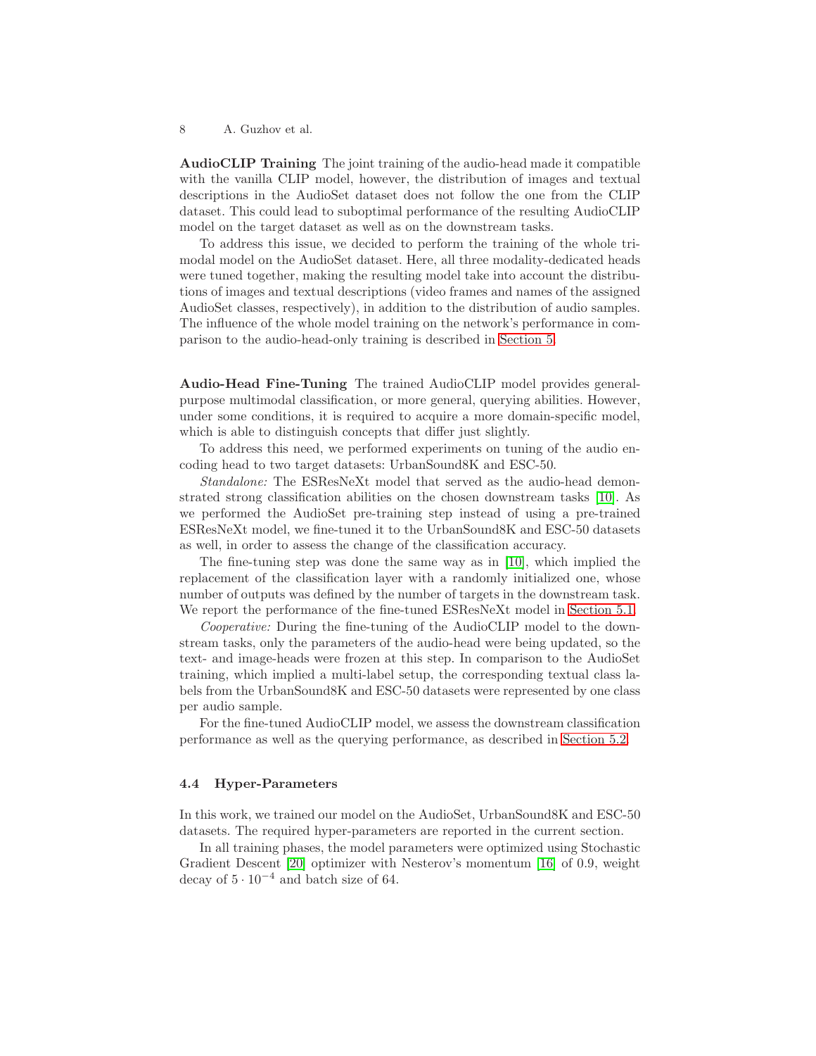**AudioCLIP Training** The joint training of the audio-head made it compatible with the vanilla CLIP model, however, the distribution of images and textual descriptions in the AudioSet dataset does not follow the one from the CLIP dataset. This could lead to suboptimal performance of the resulting AudioCLIP model on the target dataset as well as on the downstream tasks.

To address this issue, we decided to perform the training of the whole tri-modal model on the AudioSet dataset. Here, all three modality-dedicated heads were tuned together, making the resulting model take into account the distributions of images and textual descriptions (video frames and names of the assigned AudioSet classes, respectively), in addition to the distribution of audio samples. The influence of the whole model training on the network's performance in comparison to the audio-head-only training is described in Section 5.

**Audio-Head Fine-Tuning** The trained AudioCLIP model provides general-purpose multimodal classification, or more general, querying abilities. However, under some conditions, it is required to acquire a more domain-specific model, which is able to distinguish concepts that differ just slightly.

To address this need, we performed experiments on tuning of the audio encoding head to two target datasets: UrbanSound8K and ESC-50.

*Standalone:* The ESResNeXt model that served as the audio-head demonstrated strong classification abilities on the chosen downstream tasks [10]. As we performed the AudioSet pre-training step instead of using a pre-trained ESResNeXt model, we fine-tuned it to the UrbanSound8K and ESC-50 datasets as well, in order to assess the change of the classification accuracy.

The fine-tuning step was done the same way as in [10], which implied the replacement of the classification layer with a randomly initialized one, whose number of outputs was defined by the number of targets in the downstream task. We report the performance of the fine-tuned ESResNeXt model in Section 5.1.

*Cooperative:* During the fine-tuning of the AudioCLIP model to the downstream tasks, only the parameters of the audio-head were being updated, so the text- and image-heads were frozen at this step. In comparison to the AudioSet training, which implied a multi-label setup, the corresponding textual class labels from the UrbanSound8K and ESC-50 datasets were represented by one class per audio sample.

For the fine-tuned AudioCLIP model, we assess the downstream classification performance as well as the querying performance, as described in Section 5.2.

### 4.4 Hyper-Parameters

In this work, we trained our model on the AudioSet, UrbanSound8K and ESC-50 datasets. The required hyper-parameters are reported in the current section.

In all training phases, the model parameters were optimized using Stochastic Gradient Descent [20] optimizer with Nesterov's momentum [16] of 0.9, weight decay of $5 \cdot 10^{-4}$ and batch size of 64.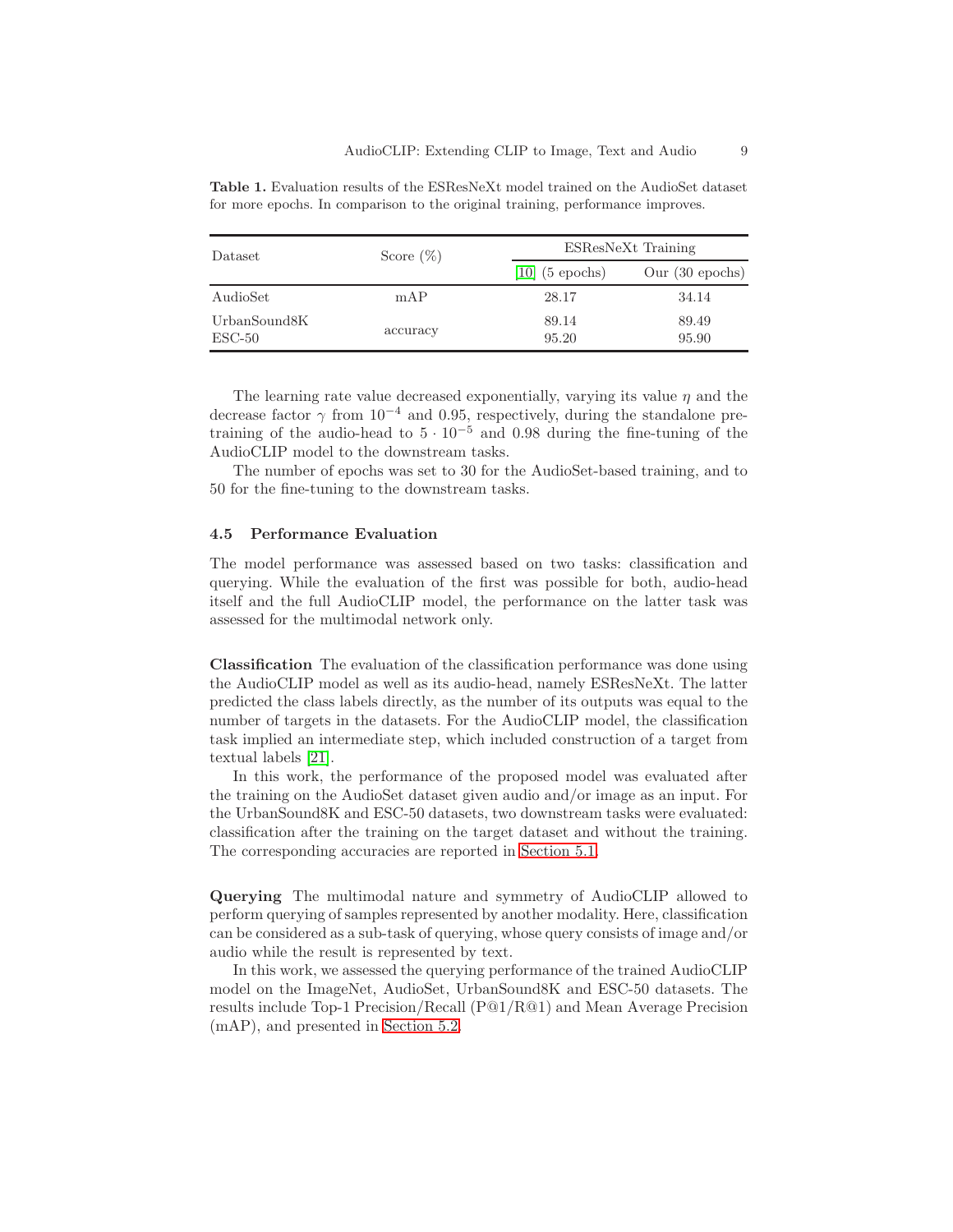**Table 1.** Evaluation results of the ESResNeXt model trained on the AudioSet dataset for more epochs. In comparison to the original training, performance improves.

| Dataset | Score (%) | ESResNeXt Training | |
|---|---|---|---|
| | | [10] (5 epochs) | Our (30 epochs) |
| AudioSet | mAP | 28.17 | 34.14 |
| UrbanSound8K | accuracy | 89.14 | 89.49 |
| ESC-50 | accuracy | 95.20 | 95.90 |

The learning rate value decreased exponentially, varying its value $\eta$ and the decrease factor $\gamma$ from $10^{-4}$ and 0.95, respectively, during the standalone pretraining of the audio-head to $5 \cdot 10^{-5}$ and 0.98 during the fine-tuning of the AudioCLIP model to the downstream tasks.

The number of epochs was set to 30 for the AudioSet-based training, and to 50 for the fine-tuning to the downstream tasks.

### 4.5 Performance Evaluation

The model performance was assessed based on two tasks: classification and querying. While the evaluation of the first was possible for both, audio-head itself and the full AudioCLIP model, the performance on the latter task was assessed for the multimodal network only.

**Classification** The evaluation of the classification performance was done using the AudioCLIP model as well as its audio-head, namely ESResNeXt. The latter predicted the class labels directly, as the number of its outputs was equal to the number of targets in the datasets. For the AudioCLIP model, the classification task implied an intermediate step, which included construction of a target from textual labels [21].

In this work, the performance of the proposed model was evaluated after the training on the AudioSet dataset given audio and/or image as an input. For the UrbanSound8K and ESC-50 datasets, two downstream tasks were evaluated: classification after the training on the target dataset and without the training. The corresponding accuracies are reported in Section 5.1.

**Querying** The multimodal nature and symmetry of AudioCLIP allowed to perform querying of samples represented by another modality. Here, classification can be considered as a sub-task of querying, whose query consists of image and/or audio while the result is represented by text.

In this work, we assessed the querying performance of the trained AudioCLIP model on the ImageNet, AudioSet, UrbanSound8K and ESC-50 datasets. The results include Top-1 Precision/Recall (P@1/R@1) and Mean Average Precision (mAP), and presented in Section 5.2.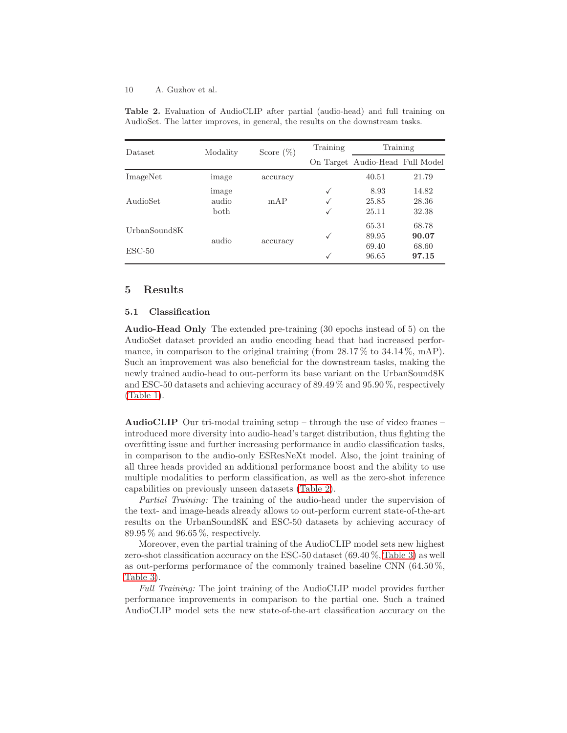**Table 2.** Evaluation of AudioCLIP after partial (audio-head) and full training on AudioSet. The latter improves, in general, the results on the downstream tasks.

| Dataset | Modality | Score (%) | Training | Training | |
|---|---|---|---|---|---|
| | | | On Target | Audio-Head | Full Model |
| ImageNet | image | accuracy | | 40.51 | 21.79 |
| AudioSet | image | mAP | ✓ | 8.93 | 14.82 |
| | audio | | ✓ | 25.85 | 28.36 |
| | both | | ✓ | 25.11 | 32.38 |
| UrbanSound8K | audio | accuracy | | 65.31 | 68.78 |
| | | | ✓ | 89.95 | **90.07** |
| ESC-50 | | | | 69.40 | 68.60 |
| | | | ✓ | 96.65 | **97.15** |

## 5 Results

### 5.1 Classification

**Audio-Head Only** The extended pre-training (30 epochs instead of 5) on the AudioSet dataset provided an audio encoding head that had increased performance, in comparison to the original training (from 28.17 % to 34.14 %, mAP). Such an improvement was also beneficial for the downstream tasks, making the newly trained audio-head to out-perform its base variant on the UrbanSound8K and ESC-50 datasets and achieving accuracy of 89.49 % and 95.90 %, respectively (Table 1).

**AudioCLIP** Our tri-modal training setup – through the use of video frames – introduced more diversity into audio-head's target distribution, thus fighting the overfitting issue and further increasing performance in audio classification tasks, in comparison to the audio-only ESResNeXt model. Also, the joint training of all three heads provided an additional performance boost and the ability to use multiple modalities to perform classification, as well as the zero-shot inference capabilities on previously unseen datasets (Table 2).

*Partial Training:* The training of the audio-head under the supervision of the text- and image-heads already allows to out-perform current state-of-the-art results on the UrbanSound8K and ESC-50 datasets by achieving accuracy of 89.95 % and 96.65 %, respectively.

Moreover, even the partial training of the AudioCLIP model sets new highest zero-shot classification accuracy on the ESC-50 dataset (69.40 %, Table 3) as well as out-performs performance of the commonly trained baseline CNN (64.50 %, Table 3).

*Full Training:* The joint training of the AudioCLIP model provides further performance improvements in comparison to the partial one. Such a trained AudioCLIP model sets the new state-of-the-art classification accuracy on the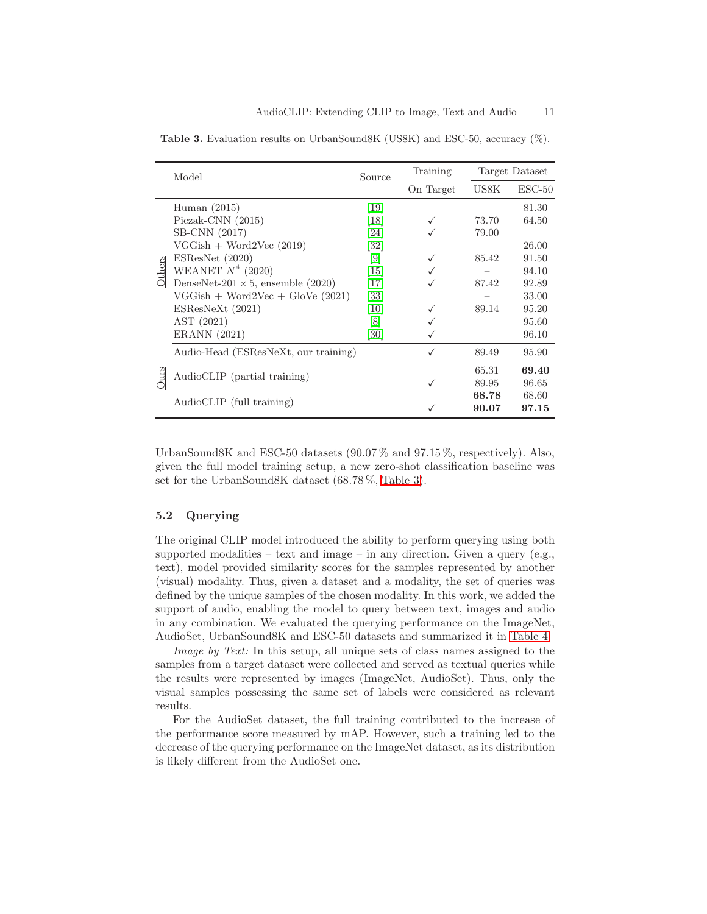**Table 3.** Evaluation results on UrbanSound8K (US8K) and ESC-50, accuracy (%).

| | Model | Source | Training On Target | Target Dataset US8K | Target Dataset ESC-50 |
|---|---|---|---|---|---|
| Others | Human (2015) | [19] | – | – | 81.30 |
| | Piczak-CNN (2015) | [18] | ✓ | 73.70 | 64.50 |
| | SB-CNN (2017) | [24] | ✓ | 79.00 | – |
| | VGGish + Word2Vec (2019) | [32] | | – | 26.00 |
| | ESResNet (2020) | [9] | ✓ | 85.42 | 91.50 |
| | WEANET $N^4$ (2020) | [15] | ✓ | – | 94.10 |
| | DenseNet-201 × 5, ensemble (2020) | [17] | ✓ | 87.42 | 92.89 |
| | VGGish + Word2Vec + GloVe (2021) | [33] | | – | 33.00 |
| | ESResNeXt (2021) | [10] | ✓ | 89.14 | 95.20 |
| | AST (2021) | [8] | ✓ | – | 95.60 |
| | ERANN (2021) | [30] | ✓ | – | 96.10 |
| Ours | Audio-Head (ESResNeXt, our training) | | ✓ | 89.49 | 95.90 |
| | AudioCLIP (partial training) | | | 65.31 | **69.40** |
| | | | ✓ | 89.95 | 96.65 |
| | AudioCLIP (full training) | | | **68.78** | 68.60 |
| | | | ✓ | **90.07** | **97.15** |

UrbanSound8K and ESC-50 datasets (90.07 % and 97.15 %, respectively). Also, given the full model training setup, a new zero-shot classification baseline was set for the UrbanSound8K dataset (68.78 %, Table 3).

### 5.2 Querying

The original CLIP model introduced the ability to perform querying using both supported modalities – text and image – in any direction. Given a query (e.g., text), model provided similarity scores for the samples represented by another (visual) modality. Thus, given a dataset and a modality, the set of queries was defined by the unique samples of the chosen modality. In this work, we added the support of audio, enabling the model to query between text, images and audio in any combination. We evaluated the querying performance on the ImageNet, AudioSet, UrbanSound8K and ESC-50 datasets and summarized it in Table 4.

*Image by Text:* In this setup, all unique sets of class names assigned to the samples from a target dataset were collected and served as textual queries while the results were represented by images (ImageNet, AudioSet). Thus, only the visual samples possessing the same set of labels were considered as relevant results.

For the AudioSet dataset, the full training contributed to the increase of the performance score measured by mAP. However, such a training led to the decrease of the querying performance on the ImageNet dataset, as its distribution is likely different from the AudioSet one.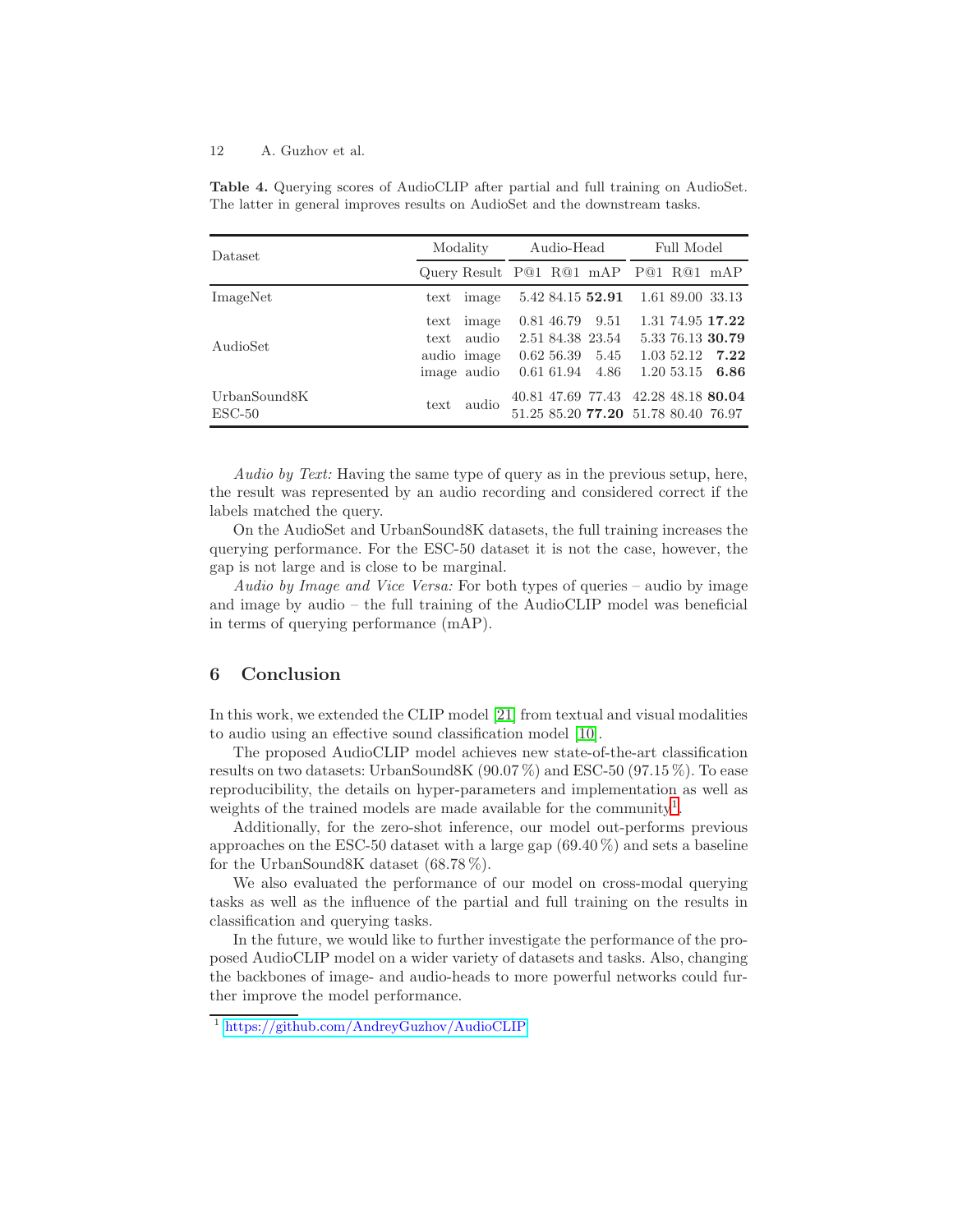**Table 4.** Querying scores of AudioCLIP after partial and full training on AudioSet. The latter in general improves results on AudioSet and the downstream tasks.

| Dataset | Modality | | Audio-Head | | | Full Model | | |
|---|---|---|---|---|---|---|---|---|
| | Query | Result | P@1 | R@1 | mAP | P@1 | R@1 | mAP |
| ImageNet | text | image | 5.42 | 84.15 | **52.91** | 1.61 | 89.00 | 33.13 |
| AudioSet | text | image | 0.81 | 46.79 | 9.51 | 1.31 | 74.95 | **17.22** |
| | text | audio | 2.51 | 84.38 | 23.54 | 5.33 | 76.13 | **30.79** |
| | audio | image | 0.62 | 56.39 | 5.45 | 1.03 | 52.12 | **7.22** |
| | image | audio | 0.61 | 61.94 | 4.86 | 1.20 | 53.15 | **6.86** |
| UrbanSound8K | text | audio | 40.81 | 47.69 | 77.43 | 42.28 | 48.18 | **80.04** |
| ESC-50 | text | audio | 51.25 | 85.20 | **77.20** | 51.78 | 80.40 | 76.97 |

*Audio by Text:* Having the same type of query as in the previous setup, here, the result was represented by an audio recording and considered correct if the labels matched the query.

On the AudioSet and UrbanSound8K datasets, the full training increases the querying performance. For the ESC-50 dataset it is not the case, however, the gap is not large and is close to be marginal.

*Audio by Image and Vice Versa:* For both types of queries – audio by image and image by audio – the full training of the AudioCLIP model was beneficial in terms of querying performance (mAP).

## 6 Conclusion

In this work, we extended the CLIP model [21] from textual and visual modalities to audio using an effective sound classification model [10].

The proposed AudioCLIP model achieves new state-of-the-art classification results on two datasets: UrbanSound8K (90.07 %) and ESC-50 (97.15 %). To ease reproducibility, the details on hyper-parameters and implementation as well as weights of the trained models are made available for the community[1].

Additionally, for the zero-shot inference, our model out-performs previous approaches on the ESC-50 dataset with a large gap (69.40 %) and sets a baseline for the UrbanSound8K dataset (68.78 %).

We also evaluated the performance of our model on cross-modal querying tasks as well as the influence of the partial and full training on the results in classification and querying tasks.

In the future, we would like to further investigate the performance of the proposed AudioCLIP model on a wider variety of datasets and tasks. Also, changing the backbones of image- and audio-heads to more powerful networks could further improve the model performance.

[1] https://github.com/AndreyGuzhov/AudioCLIP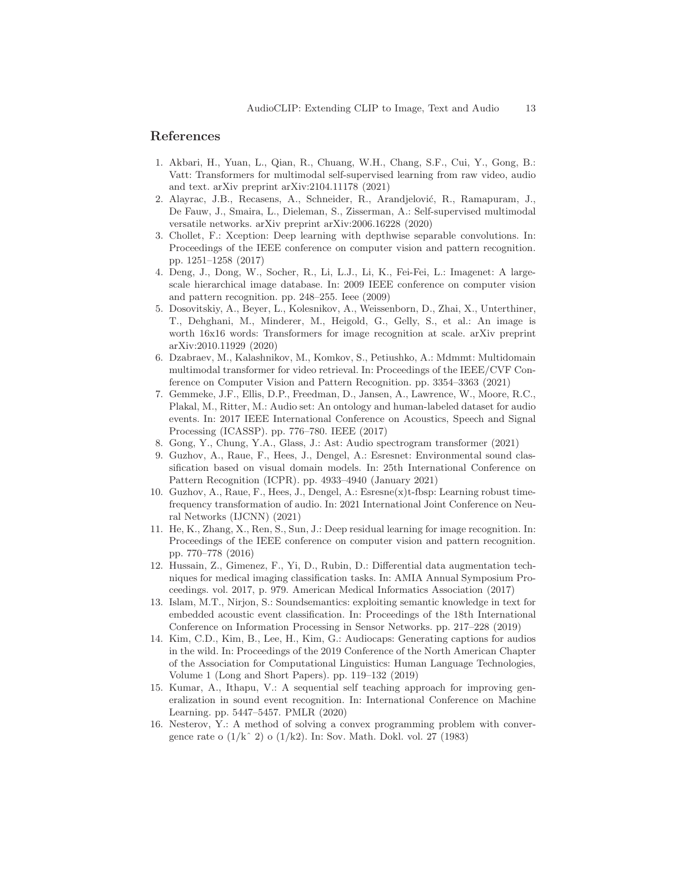## References

1. Akbari, H., Yuan, L., Qian, R., Chuang, W.H., Chang, S.F., Cui, Y., Gong, B.: Vatt: Transformers for multimodal self-supervised learning from raw video, audio and text. arXiv preprint arXiv:2104.11178 (2021)
2. Alayrac, J.B., Recasens, A., Schneider, R., Arandjelović, R., Ramapuram, J., De Fauw, J., Smaira, L., Dieleman, S., Zisserman, A.: Self-supervised multimodal versatile networks. arXiv preprint arXiv:2006.16228 (2020)
3. Chollet, F.: Xception: Deep learning with depthwise separable convolutions. In: Proceedings of the IEEE conference on computer vision and pattern recognition. pp. 1251–1258 (2017)
4. Deng, J., Dong, W., Socher, R., Li, L.J., Li, K., Fei-Fei, L.: Imagenet: A large-scale hierarchical image database. In: 2009 IEEE conference on computer vision and pattern recognition. pp. 248–255. Ieee (2009)
5. Dosovitskiy, A., Beyer, L., Kolesnikov, A., Weissenborn, D., Zhai, X., Unterthiner, T., Dehghani, M., Minderer, M., Heigold, G., Gelly, S., et al.: An image is worth 16x16 words: Transformers for image recognition at scale. arXiv preprint arXiv:2010.11929 (2020)
6. Dzabraev, M., Kalashnikov, M., Komkov, S., Petiushko, A.: Mdmmt: Multidomain multimodal transformer for video retrieval. In: Proceedings of the IEEE/CVF Conference on Computer Vision and Pattern Recognition. pp. 3354–3363 (2021)
7. Gemmeke, J.F., Ellis, D.P., Freedman, D., Jansen, A., Lawrence, W., Moore, R.C., Plakal, M., Ritter, M.: Audio set: An ontology and human-labeled dataset for audio events. In: 2017 IEEE International Conference on Acoustics, Speech and Signal Processing (ICASSP). pp. 776–780. IEEE (2017)
8. Gong, Y., Chung, Y.A., Glass, J.: Ast: Audio spectrogram transformer (2021)
9. Guzhov, A., Raue, F., Hees, J., Dengel, A.: Esresnet: Environmental sound classification based on visual domain models. In: 25th International Conference on Pattern Recognition (ICPR). pp. 4933–4940 (January 2021)
10. Guzhov, A., Raue, F., Hees, J., Dengel, A.: Esresne(x)t-fbsp: Learning robust time-frequency transformation of audio. In: 2021 International Joint Conference on Neural Networks (IJCNN) (2021)
11. He, K., Zhang, X., Ren, S., Sun, J.: Deep residual learning for image recognition. In: Proceedings of the IEEE conference on computer vision and pattern recognition. pp. 770–778 (2016)
12. Hussain, Z., Gimenez, F., Yi, D., Rubin, D.: Differential data augmentation techniques for medical imaging classification tasks. In: AMIA Annual Symposium Proceedings. vol. 2017, p. 979. American Medical Informatics Association (2017)
13. Islam, M.T., Nirjon, S.: Soundsemantics: exploiting semantic knowledge in text for embedded acoustic event classification. In: Proceedings of the 18th International Conference on Information Processing in Sensor Networks. pp. 217–228 (2019)
14. Kim, C.D., Kim, B., Lee, H., Kim, G.: Audiocaps: Generating captions for audios in the wild. In: Proceedings of the 2019 Conference of the North American Chapter of the Association for Computational Linguistics: Human Language Technologies, Volume 1 (Long and Short Papers). pp. 119–132 (2019)
15. Kumar, A., Ithapu, V.: A sequential self teaching approach for improving generalization in sound event recognition. In: International Conference on Machine Learning. pp. 5447–5457. PMLR (2020)
16. Nesterov, Y.: A method of solving a convex programming problem with convergence rate o (1/kˆ 2) o (1/k2). In: Sov. Math. Dokl. vol. 27 (1983)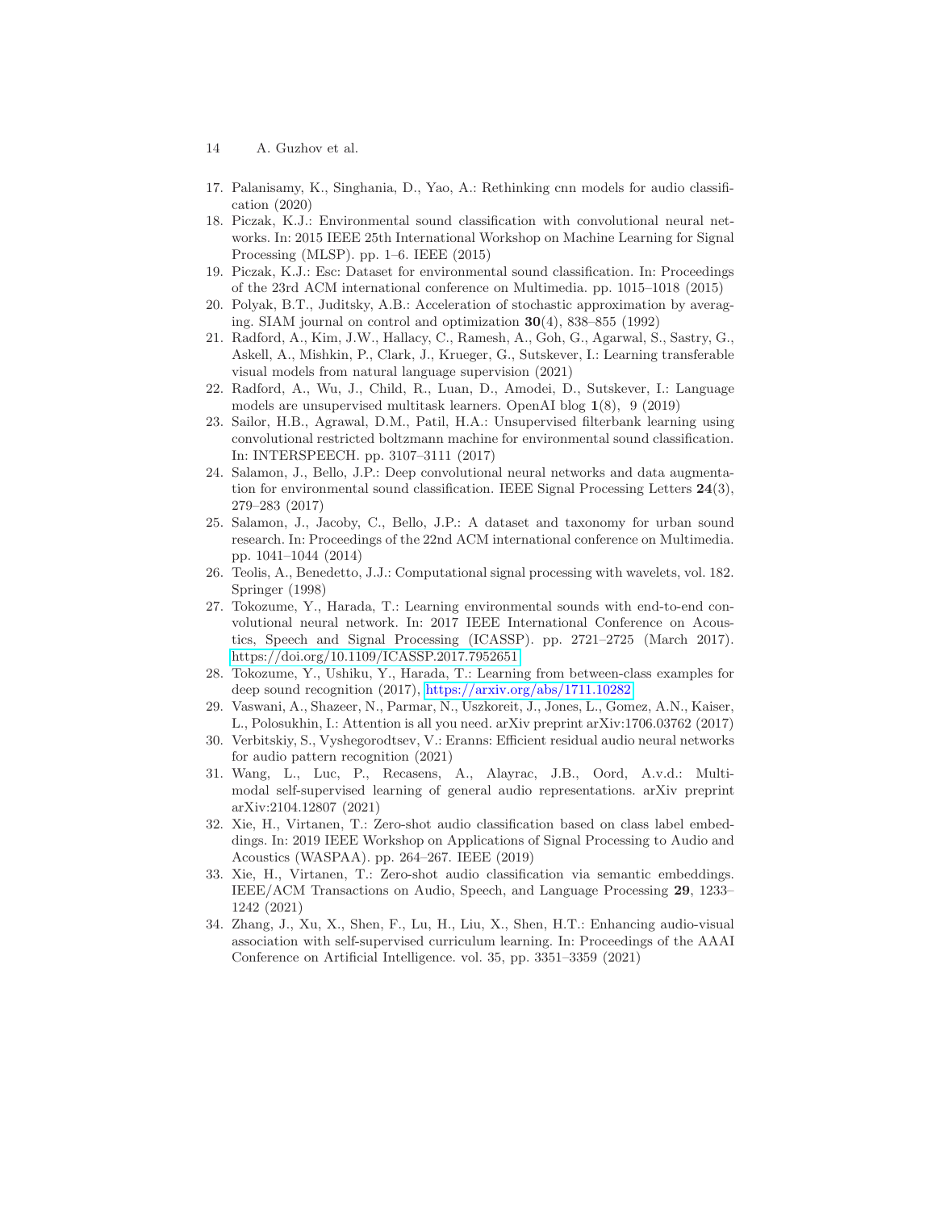17. Palanisamy, K., Singhania, D., Yao, A.: Rethinking cnn models for audio classification (2020)
18. Piczak, K.J.: Environmental sound classification with convolutional neural networks. In: 2015 IEEE 25th International Workshop on Machine Learning for Signal Processing (MLSP). pp. 1–6. IEEE (2015)
19. Piczak, K.J.: Esc: Dataset for environmental sound classification. In: Proceedings of the 23rd ACM international conference on Multimedia. pp. 1015–1018 (2015)
20. Polyak, B.T., Juditsky, A.B.: Acceleration of stochastic approximation by averaging. SIAM journal on control and optimization **30**(4), 838–855 (1992)
21. Radford, A., Kim, J.W., Hallacy, C., Ramesh, A., Goh, G., Agarwal, S., Sastry, G., Askell, A., Mishkin, P., Clark, J., Krueger, G., Sutskever, I.: Learning transferable visual models from natural language supervision (2021)
22. Radford, A., Wu, J., Child, R., Luan, D., Amodei, D., Sutskever, I.: Language models are unsupervised multitask learners. OpenAI blog **1**(8), 9 (2019)
23. Sailor, H.B., Agrawal, D.M., Patil, H.A.: Unsupervised filterbank learning using convolutional restricted boltzmann machine for environmental sound classification. In: INTERSPEECH. pp. 3107–3111 (2017)
24. Salamon, J., Bello, J.P.: Deep convolutional neural networks and data augmentation for environmental sound classification. IEEE Signal Processing Letters **24**(3), 279–283 (2017)
25. Salamon, J., Jacoby, C., Bello, J.P.: A dataset and taxonomy for urban sound research. In: Proceedings of the 22nd ACM international conference on Multimedia. pp. 1041–1044 (2014)
26. Teolis, A., Benedetto, J.J.: Computational signal processing with wavelets, vol. 182. Springer (1998)
27. Tokozume, Y., Harada, T.: Learning environmental sounds with end-to-end convolutional neural network. In: 2017 IEEE International Conference on Acoustics, Speech and Signal Processing (ICASSP). pp. 2721–2725 (March 2017). https://doi.org/10.1109/ICASSP.2017.7952651
28. Tokozume, Y., Ushiku, Y., Harada, T.: Learning from between-class examples for deep sound recognition (2017), https://arxiv.org/abs/1711.10282
29. Vaswani, A., Shazeer, N., Parmar, N., Uszkoreit, J., Jones, L., Gomez, A.N., Kaiser, L., Polosukhin, I.: Attention is all you need. arXiv preprint arXiv:1706.03762 (2017)
30. Verbitskiy, S., Vyshegorodtsev, V.: Eranns: Efficient residual audio neural networks for audio pattern recognition (2021)
31. Wang, L., Luc, P., Recasens, A., Alayrac, J.B., Oord, A.v.d.: Multimodal self-supervised learning of general audio representations. arXiv preprint arXiv:2104.12807 (2021)
32. Xie, H., Virtanen, T.: Zero-shot audio classification based on class label embeddings. In: 2019 IEEE Workshop on Applications of Signal Processing to Audio and Acoustics (WASPAA). pp. 264–267. IEEE (2019)
33. Xie, H., Virtanen, T.: Zero-shot audio classification via semantic embeddings. IEEE/ACM Transactions on Audio, Speech, and Language Processing **29**, 1233–1242 (2021)
34. Zhang, J., Xu, X., Shen, F., Lu, H., Liu, X., Shen, H.T.: Enhancing audio-visual association with self-supervised curriculum learning. In: Proceedings of the AAAI Conference on Artificial Intelligence. vol. 35, pp. 3351–3359 (2021)